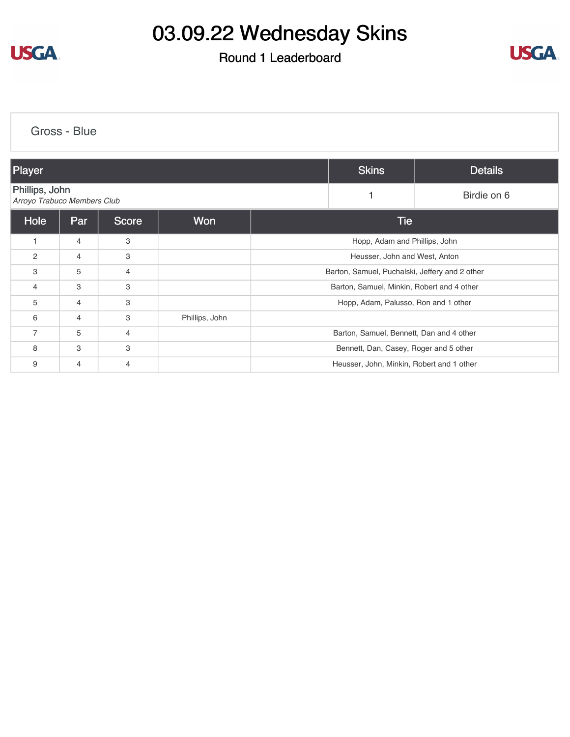# 03.09.22 Wednesday Skins

## Round 1 Leaderboard

### Gross - Blue

| Player | Skins | Details |
|---|---|---|
| Phillips, John<br>*Arroyo Trabuco Members Club* | 1 | Birdie on 6 |

| Hole | Par | Score | Won | Tie |
|---|---|---|---|---|
| 1 | 4 | 3 | | Hopp, Adam and Phillips, John |
| 2 | 4 | 3 | | Heusser, John and West, Anton |
| 3 | 5 | 4 | | Barton, Samuel, Puchalski, Jeffery and 2 other |
| 4 | 3 | 3 | | Barton, Samuel, Minkin, Robert and 4 other |
| 5 | 4 | 3 | | Hopp, Adam, Palusso, Ron and 1 other |
| 6 | 4 | 3 | Phillips, John | |
| 7 | 5 | 4 | | Barton, Samuel, Bennett, Dan and 4 other |
| 8 | 3 | 3 | | Bennett, Dan, Casey, Roger and 5 other |
| 9 | 4 | 4 | | Heusser, John, Minkin, Robert and 1 other |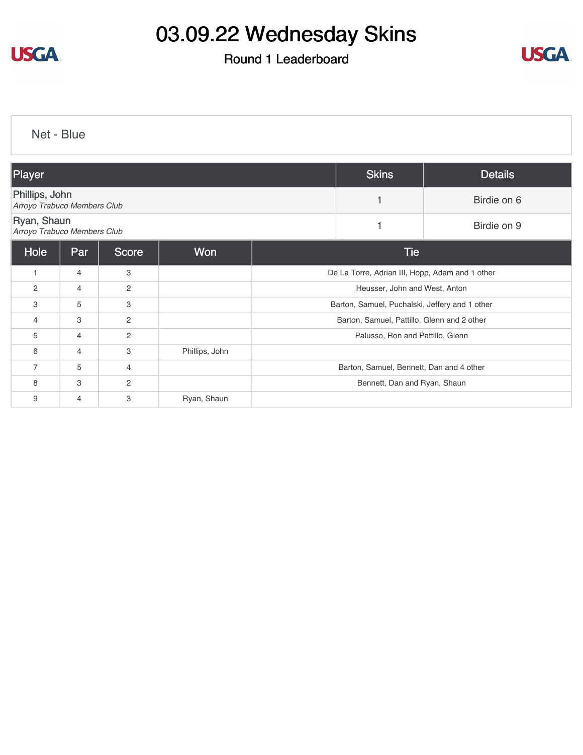# 03.09.22 Wednesday Skins

## Round 1 Leaderboard

### Net - Blue

| Player | Skins | Details |
|---|---|---|
| Phillips, John<br>*Arroyo Trabuco Members Club* | 1 | Birdie on 6 |
| Ryan, Shaun<br>*Arroyo Trabuco Members Club* | 1 | Birdie on 9 |

| Hole | Par | Score | Won | Tie |
|---|---|---|---|---|
| 1 | 4 | 3 | | De La Torre, Adrian III, Hopp, Adam and 1 other |
| 2 | 4 | 2 | | Heusser, John and West, Anton |
| 3 | 5 | 3 | | Barton, Samuel, Puchalski, Jeffery and 1 other |
| 4 | 3 | 2 | | Barton, Samuel, Pattillo, Glenn and 2 other |
| 5 | 4 | 2 | | Palusso, Ron and Pattillo, Glenn |
| 6 | 4 | 3 | Phillips, John | |
| 7 | 5 | 4 | | Barton, Samuel, Bennett, Dan and 4 other |
| 8 | 3 | 2 | | Bennett, Dan and Ryan, Shaun |
| 9 | 4 | 3 | Ryan, Shaun | |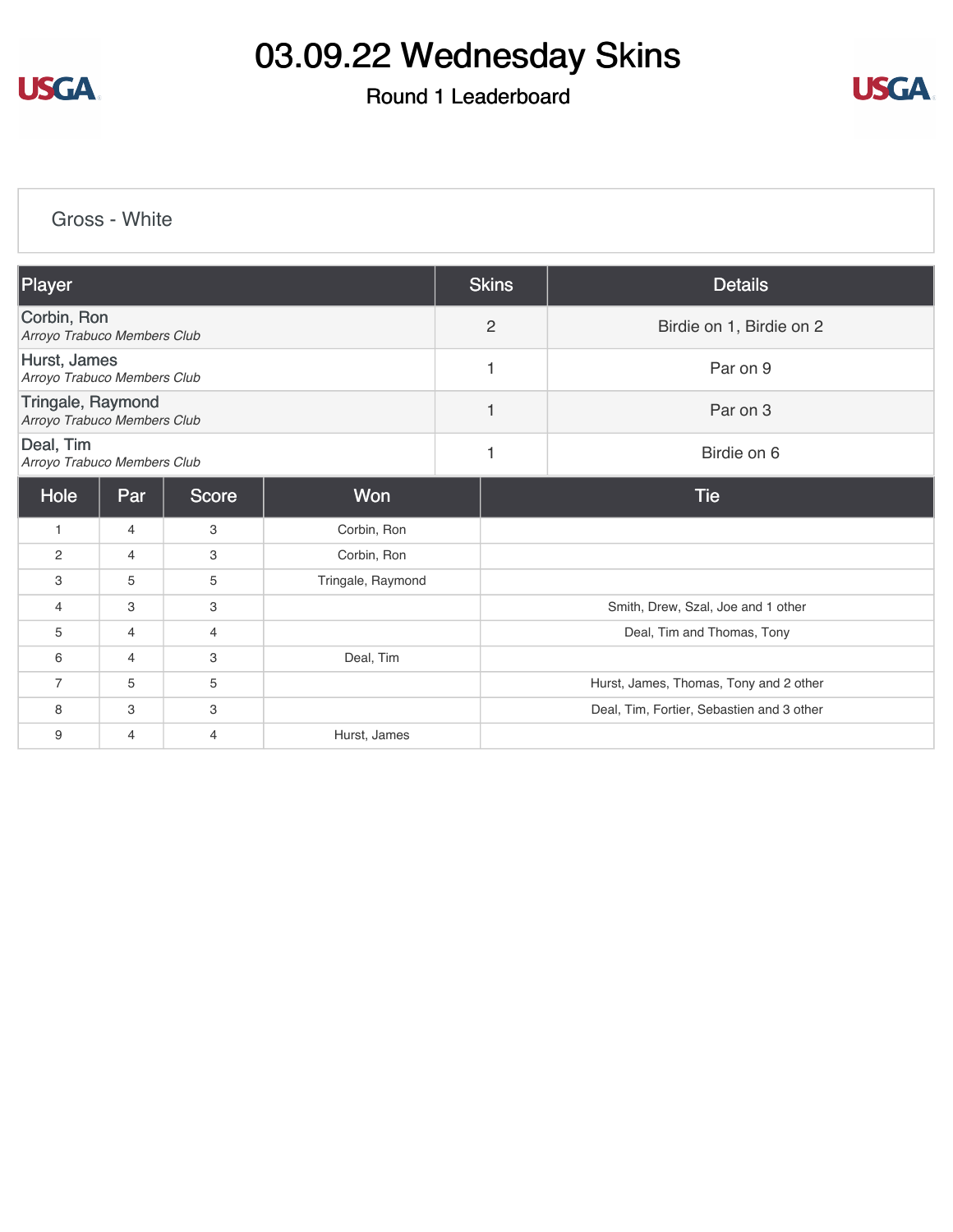# 03.09.22 Wednesday Skins

## Round 1 Leaderboard

### Gross - White

| Player | Skins | Details |
|---|---|---|
| Corbin, Ron<br>*Arroyo Trabuco Members Club* | 2 | Birdie on 1, Birdie on 2 |
| Hurst, James<br>*Arroyo Trabuco Members Club* | 1 | Par on 9 |
| Tringale, Raymond<br>*Arroyo Trabuco Members Club* | 1 | Par on 3 |
| Deal, Tim<br>*Arroyo Trabuco Members Club* | 1 | Birdie on 6 |

| Hole | Par | Score | Won | Tie |
|---|---|---|---|---|
| 1 | 4 | 3 | Corbin, Ron | |
| 2 | 4 | 3 | Corbin, Ron | |
| 3 | 5 | 5 | Tringale, Raymond | |
| 4 | 3 | 3 | | Smith, Drew, Szal, Joe and 1 other |
| 5 | 4 | 4 | | Deal, Tim and Thomas, Tony |
| 6 | 4 | 3 | Deal, Tim | |
| 7 | 5 | 5 | | Hurst, James, Thomas, Tony and 2 other |
| 8 | 3 | 3 | | Deal, Tim, Fortier, Sebastien and 3 other |
| 9 | 4 | 4 | Hurst, James | |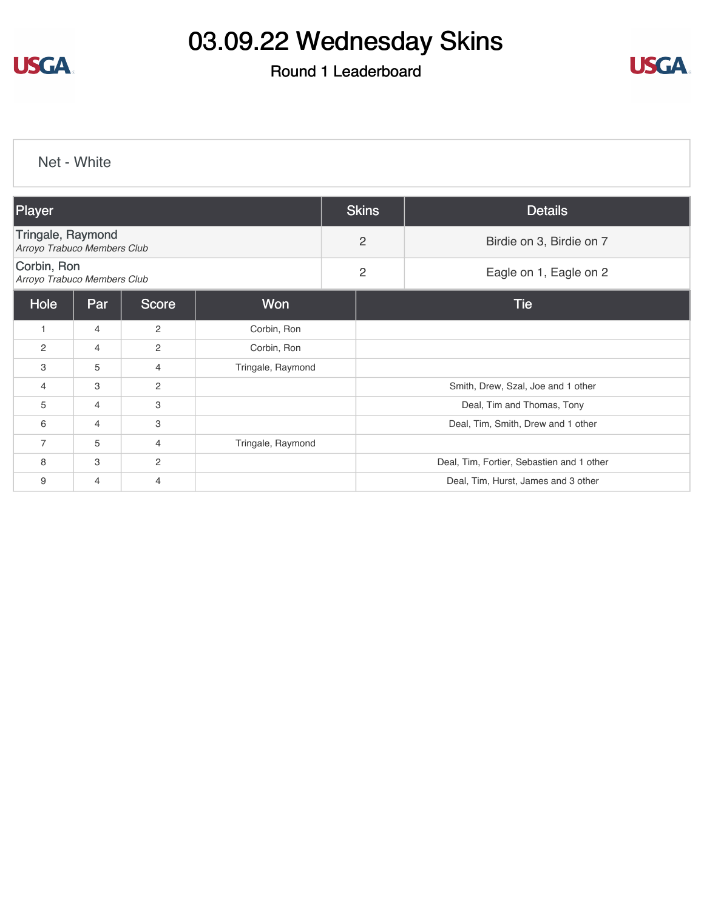# 03.09.22 Wednesday Skins

## Round 1 Leaderboard

### Net - White

| Player | Skins | Details |
| --- | --- | --- |
| Tringale, Raymond<br>*Arroyo Trabuco Members Club* | 2 | Birdie on 3, Birdie on 7 |
| Corbin, Ron<br>*Arroyo Trabuco Members Club* | 2 | Eagle on 1, Eagle on 2 |

| Hole | Par | Score | Won | Tie |
| --- | --- | --- | --- | --- |
| 1 | 4 | 2 | Corbin, Ron | |
| 2 | 4 | 2 | Corbin, Ron | |
| 3 | 5 | 4 | Tringale, Raymond | |
| 4 | 3 | 2 | | Smith, Drew, Szal, Joe and 1 other |
| 5 | 4 | 3 | | Deal, Tim and Thomas, Tony |
| 6 | 4 | 3 | | Deal, Tim, Smith, Drew and 1 other |
| 7 | 5 | 4 | Tringale, Raymond | |
| 8 | 3 | 2 | | Deal, Tim, Fortier, Sebastien and 1 other |
| 9 | 4 | 4 | | Deal, Tim, Hurst, James and 3 other |